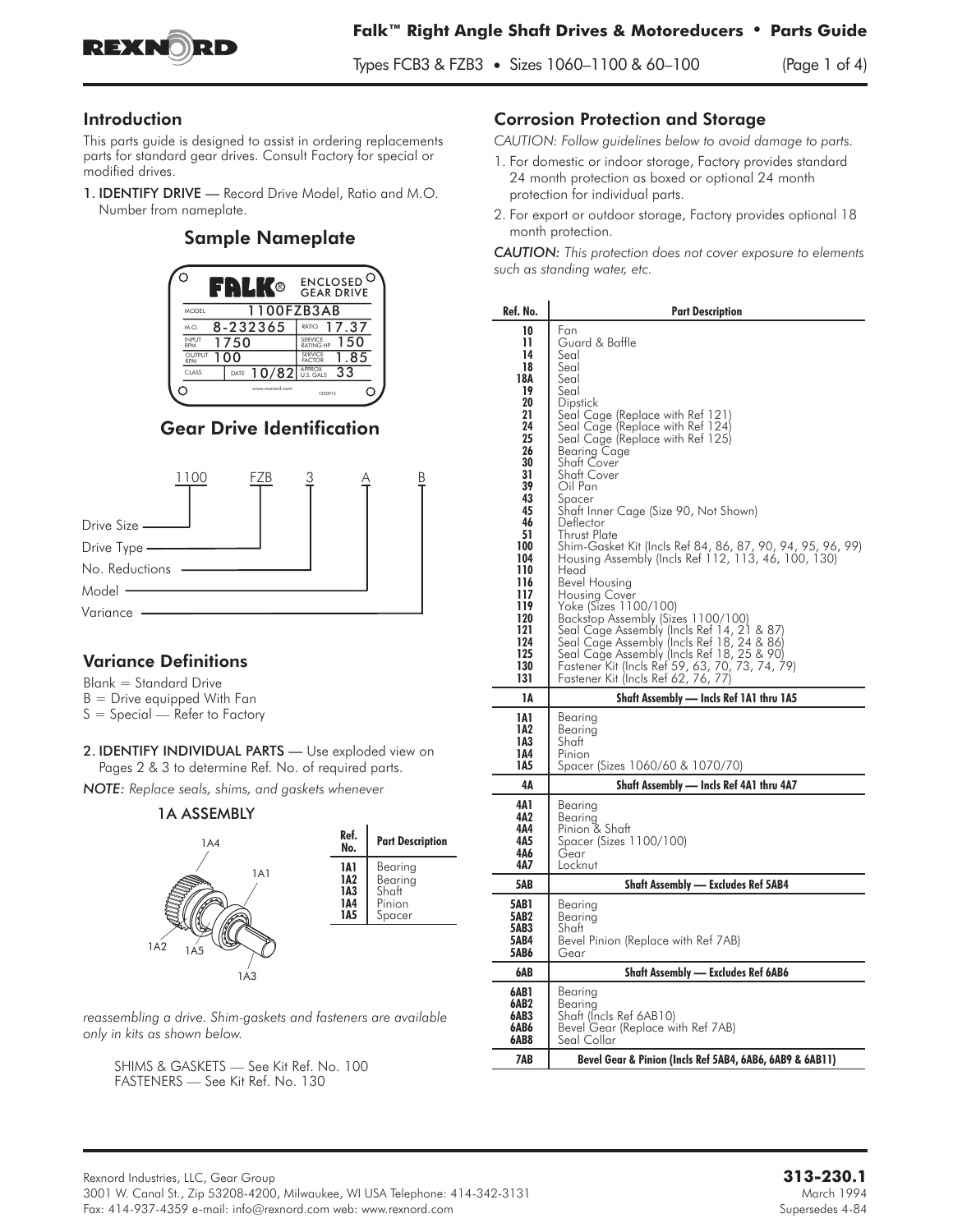# Falk™ Right Angle Shaft Drives & Motoreducers • Parts Guide

Types FCB3 & FZB3 • Sizes 1060–1100 & 60–100

## Introduction

This parts guide is designed to assist in ordering replacements parts for standard gear drives. Consult Factory for special or modified drives.

1. **IDENTIFY DRIVE** — Record Drive Model, Ratio and M.O. Number from nameplate.

## Sample Nameplate

FALK® ENCLOSED GEAR DRIVE

| | | | |
|---|---|---|---|
| MODEL | 1100FZB3AB | | |
| M.O. | 8-232365 | RATIO | 17.37 |
| INPUT RPM | 1750 | SERVICE RATING HP | 150 |
| OUTPUT RPM | 100 | SERVICE FACTOR | 1.85 |
| CLASS | DATE 10/82 | APPROX U.S. GALS | 33 |

www.rexnord.com 1220915

## Gear Drive Identification

1100 FZB 3 A B

- Drive Size — 1100
- Drive Type — FZB
- No. Reductions — 3
- Model — A
- Variance — B

## Variance Definitions

Blank = Standard Drive
B = Drive equipped With Fan
S = Special — Refer to Factory

2. **IDENTIFY INDIVIDUAL PARTS** — Use exploded view on Pages 2 & 3 to determine Ref. No. of required parts.

*NOTE: Replace seals, shims, and gaskets whenever reassembling a drive. Shim-gaskets and fasteners are available only in kits as shown below.*

### 1A ASSEMBLY

1A4 1A1 1A2 1A5 1A3

| Ref. No. | Part Description |
|---|---|
| 1A1 | Bearing |
| 1A2 | Bearing |
| 1A3 | Shaft |
| 1A4 | Pinion |
| 1A5 | Spacer |

SHIMS & GASKETS — See Kit Ref. No. 100
FASTENERS — See Kit Ref. No. 130

## Corrosion Protection and Storage

*CAUTION: Follow guidelines below to avoid damage to parts.*

1. For domestic or indoor storage, Factory provides standard 24 month protection as boxed or optional 24 month protection for individual parts.
2. For export or outdoor storage, Factory provides optional 18 month protection.

*CAUTION: This protection does not cover exposure to elements such as standing water, etc.*

| Ref. No. | Part Description |
|---|---|
| 10 | Fan |
| 11 | Guard & Baffle |
| 14 | Seal |
| 18 | Seal |
| 18A | Seal |
| 19 | Seal |
| 20 | Dipstick |
| 21 | Seal Cage (Replace with Ref 121) |
| 24 | Seal Cage (Replace with Ref 124) |
| 25 | Seal Cage (Replace with Ref 125) |
| 26 | Bearing Cage |
| 30 | Shaft Cover |
| 31 | Shaft Cover |
| 39 | Oil Pan |
| 43 | Spacer |
| 45 | Shaft Inner Cage (Size 90, Not Shown) |
| 46 | Deflector |
| 51 | Thrust Plate |
| 100 | Shim-Gasket Kit (Incls Ref 84, 86, 87, 90, 94, 95, 96, 99) |
| 104 | Housing Assembly (Incls Ref 112, 113, 46, 100, 130) |
| 110 | Head |
| 116 | Bevel Housing |
| 117 | Housing Cover |
| 119 | Yoke (Sizes 1100/100) |
| 120 | Backstop Assembly (Sizes 1100/100) |
| 121 | Seal Cage Assembly (Incls Ref 14, 21 & 87) |
| 124 | Seal Cage Assembly (Incls Ref 18, 24 & 86) |
| 125 | Seal Cage Assembly (Incls Ref 18, 25 & 90) |
| 130 | Fastener Kit (Incls Ref 59, 63, 70, 73, 74, 79) |
| 131 | Fastener Kit (Incls Ref 62, 76, 77) |
| **1A** | **Shaft Assembly — Incls Ref 1A1 thru 1A5** |
| 1A1 | Bearing |
| 1A2 | Bearing |
| 1A3 | Shaft |
| 1A4 | Pinion |
| 1A5 | Spacer (Sizes 1060/60 & 1070/70) |
| **4A** | **Shaft Assembly — Incls Ref 4A1 thru 4A7** |
| 4A1 | Bearing |
| 4A2 | Bearing |
| 4A4 | Pinion & Shaft |
| 4A5 | Spacer (Sizes 1100/100) |
| 4A6 | Gear |
| 4A7 | Locknut |
| **5AB** | **Shaft Assembly — Excludes Ref 5AB4** |
| 5AB1 | Bearing |
| 5AB2 | Bearing |
| 5AB3 | Shaft |
| 5AB4 | Bevel Pinion (Replace with Ref 7AB) |
| 5AB6 | Gear |
| **6AB** | **Shaft Assembly — Excludes Ref 6AB6** |
| 6AB1 | Bearing |
| 6AB2 | Bearing |
| 6AB3 | Shaft (Incls Ref 6AB10) |
| 6AB6 | Bevel Gear (Replace with Ref 7AB) |
| 6AB8 | Seal Collar |
| **7AB** | **Bevel Gear & Pinion (Incls Ref 5AB4, 6AB6, 6AB9 & 6AB11)** |

Rexnord Industries, LLC, Gear Group
3001 W. Canal St., Zip 53208-4200, Milwaukee, WI USA Telephone: 414-342-3131
Fax: 414-937-4359 e-mail: info@rexnord.com web: www.rexnord.com

**313-230.1**
March 1994
Supersedes 4-84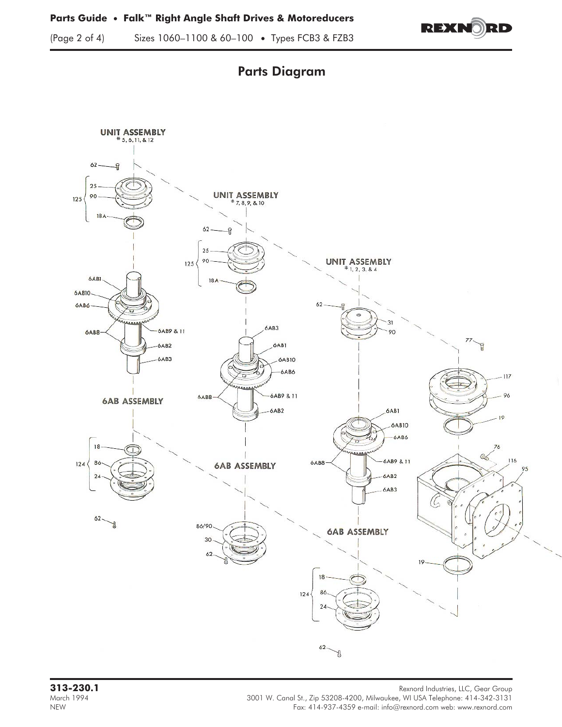## Parts Diagram

UNIT ASSEMBLY
# 5, 6, 11, & 12

62
25
90
125
18A
6AB1
6AB10
6AB6
6AB8
6AB9 & 11
6AB2
6AB3
6AB ASSEMBLY
18
124
86
24
62

UNIT ASSEMBLY
# 7, 8, 9, & 10

62
25
125
90
18A
6AB3
6AB1
6AB10
6AB6
6AB8
6AB9 & 11
6AB2
6AB ASSEMBLY
86/90
30
62

UNIT ASSEMBLY
# 1, 2, 3, & 4

62
31
90
6AB1
6AB10
6AB6
6AB8
6AB9 & 11
6AB2
6AB3
6AB ASSEMBLY
18
124
86
24
62

77
117
96
19
76
116
95
19

**313-230.1**
March 1994
NEW

Rexnord Industries, LLC, Gear Group
3001 W. Canal St., Zip 53208-4200, Milwaukee, WI USA Telephone: 414-342-3131
Fax: 414-937-4359 e-mail: info@rexnord.com web: www.rexnord.com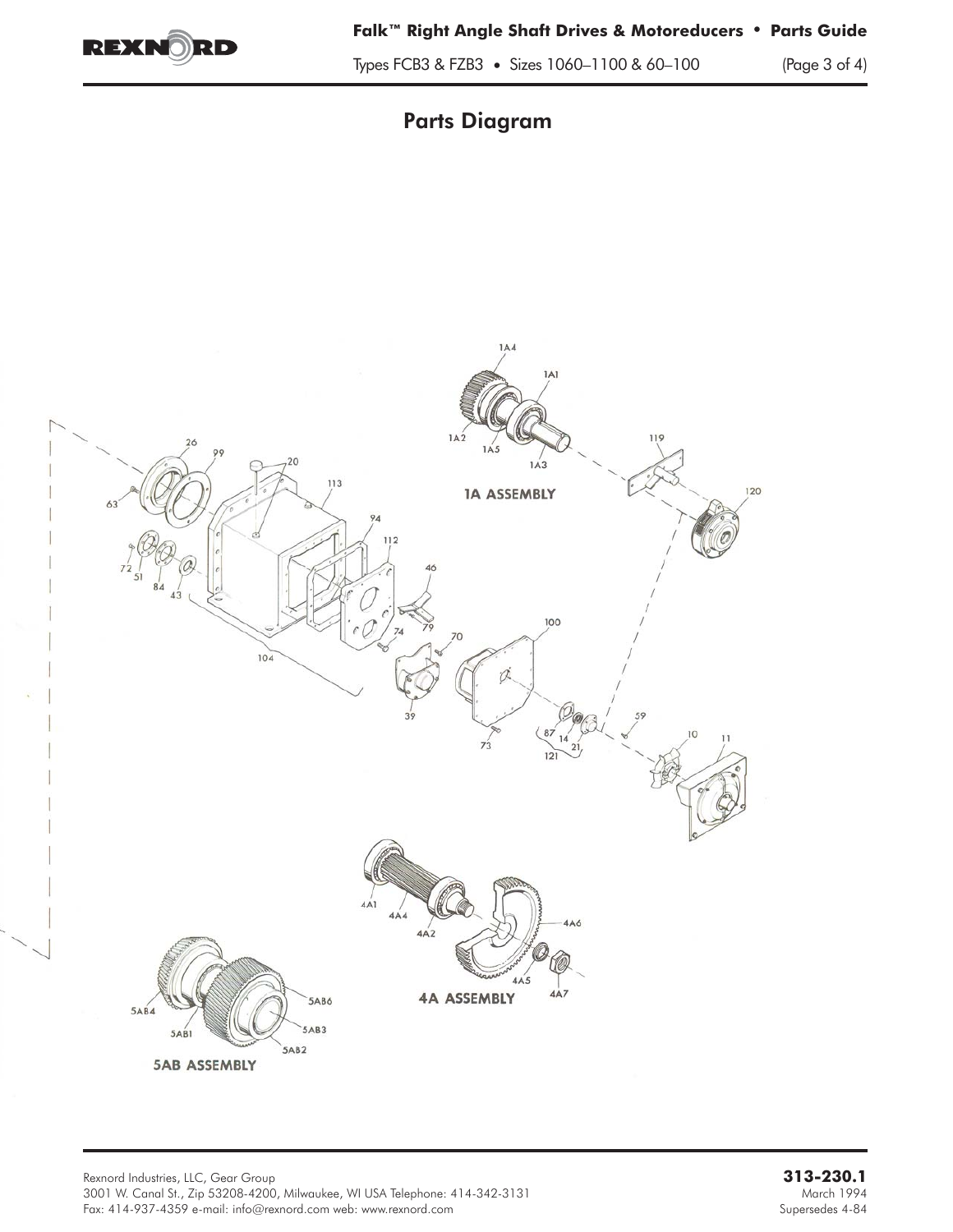## Parts Diagram

1A4
1A1
1A2
1A5
1A3
1A ASSEMBLY

26
99
20
63
113
94
112
72
51
84
43
46
79
74
70
100
104
39
87
14
21
73
121
59
10
11
119
120

4A1
4A4
4A2
4A6
4A5
4A7
4A ASSEMBLY

5AB4
5AB1
5AB6
5AB3
5AB2
5AB ASSEMBLY

Rexnord Industries, LLC, Gear Group
3001 W. Canal St., Zip 53208-4200, Milwaukee, WI USA Telephone: 414-342-3131
Fax: 414-937-4359 e-mail: info@rexnord.com web: www.rexnord.com

**313-230.1**
March 1994
Supersedes 4-84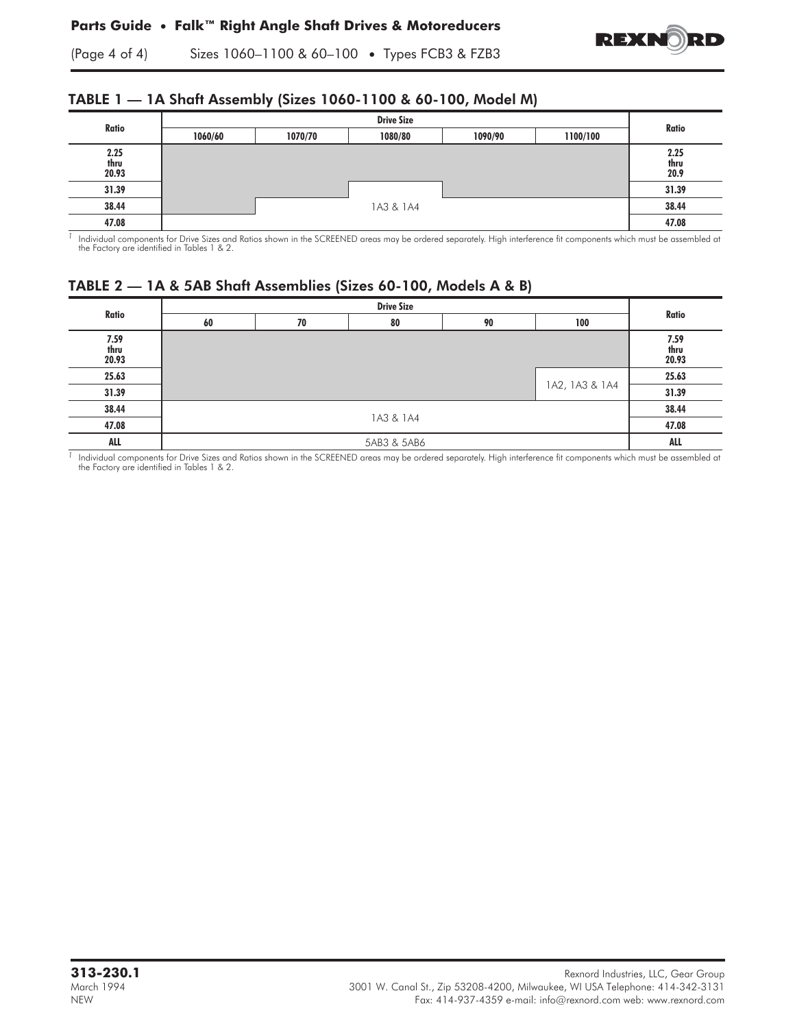## TABLE 1 — 1A Shaft Assembly (Sizes 1060-1100 & 60-100, Model M)

| Ratio | Drive Size | | | | | Ratio |
|---|---|---|---|---|---|---|
| | 1060/60 | 1070/70 | 1080/80 | 1090/90 | 1100/100 | |
| 2.25 thru 20.93 | | | | | | 2.25 thru 20.9 |
| 31.39 | | | 1A3 & 1A4 | | | 31.39 |
| 38.44 | | 1A3 & 1A4 | 1A3 & 1A4 | 1A3 & 1A4 | 1A3 & 1A4 | 38.44 |
| 47.08 | 1A3 & 1A4 | 1A3 & 1A4 | 1A3 & 1A4 | 1A3 & 1A4 | 1A3 & 1A4 | 47.08 |

[1] Individual components for Drive Sizes and Ratios shown in the SCREENED areas may be ordered separately. High interference fit components which must be assembled at the Factory are identified in Tables 1 & 2.

## TABLE 2 — 1A & 5AB Shaft Assemblies (Sizes 60-100, Models A & B)

| Ratio | Drive Size | | | | | Ratio |
|---|---|---|---|---|---|---|
| | 60 | 70 | 80 | 90 | 100 | |
| 7.59 thru 20.93 | | | | | | 7.59 thru 20.93 |
| 25.63 | | | | | 1A2, 1A3 & 1A4 | 25.63 |
| 31.39 | | | | | 1A2, 1A3 & 1A4 | 31.39 |
| 38.44 | 1A3 & 1A4 | 1A3 & 1A4 | 1A3 & 1A4 | 1A3 & 1A4 | 1A3 & 1A4 | 38.44 |
| 47.08 | 1A3 & 1A4 | 1A3 & 1A4 | 1A3 & 1A4 | 1A3 & 1A4 | 1A3 & 1A4 | 47.08 |
| ALL | 5AB3 & 5AB6 | 5AB3 & 5AB6 | 5AB3 & 5AB6 | 5AB3 & 5AB6 | 5AB3 & 5AB6 | ALL |

[1] Individual components for Drive Sizes and Ratios shown in the SCREENED areas may be ordered separately. High interference fit components which must be assembled at the Factory are identified in Tables 1 & 2.

**313-230.1**
March 1994
NEW

Rexnord Industries, LLC, Gear Group
3001 W. Canal St., Zip 53208-4200, Milwaukee, WI USA Telephone: 414-342-3131
Fax: 414-937-4359 e-mail: info@rexnord.com web: www.rexnord.com